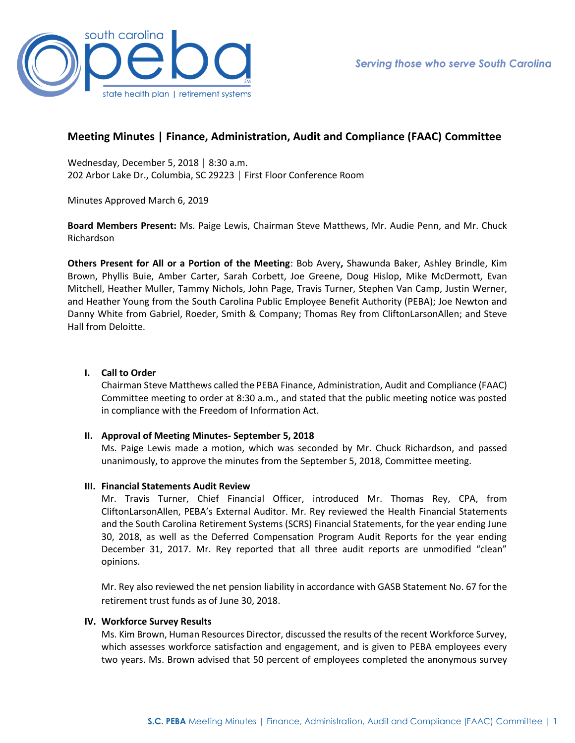# Meeting Minutes | Finance, Administration, Audit and Compliance (FAAC) Committee

Wednesday, December 5, 2018 │ 8:30 a.m.
202 Arbor Lake Dr., Columbia, SC 29223 │ First Floor Conference Room

Minutes Approved March 6, 2019

**Board Members Present:** Ms. Paige Lewis, Chairman Steve Matthews, Mr. Audie Penn, and Mr. Chuck Richardson

**Others Present for All or a Portion of the Meeting**: Bob Avery**,** Shawunda Baker, Ashley Brindle, Kim Brown, Phyllis Buie, Amber Carter, Sarah Corbett, Joe Greene, Doug Hislop, Mike McDermott, Evan Mitchell, Heather Muller, Tammy Nichols, John Page, Travis Turner, Stephen Van Camp, Justin Werner, and Heather Young from the South Carolina Public Employee Benefit Authority (PEBA); Joe Newton and Danny White from Gabriel, Roeder, Smith & Company; Thomas Rey from CliftonLarsonAllen; and Steve Hall from Deloitte.

**I. Call to Order**

Chairman Steve Matthews called the PEBA Finance, Administration, Audit and Compliance (FAAC) Committee meeting to order at 8:30 a.m., and stated that the public meeting notice was posted in compliance with the Freedom of Information Act.

**II. Approval of Meeting Minutes- September 5, 2018**

Ms. Paige Lewis made a motion, which was seconded by Mr. Chuck Richardson, and passed unanimously, to approve the minutes from the September 5, 2018, Committee meeting.

**III. Financial Statements Audit Review**

Mr. Travis Turner, Chief Financial Officer, introduced Mr. Thomas Rey, CPA, from CliftonLarsonAllen, PEBA's External Auditor. Mr. Rey reviewed the Health Financial Statements and the South Carolina Retirement Systems (SCRS) Financial Statements, for the year ending June 30, 2018, as well as the Deferred Compensation Program Audit Reports for the year ending December 31, 2017. Mr. Rey reported that all three audit reports are unmodified "clean" opinions.

Mr. Rey also reviewed the net pension liability in accordance with GASB Statement No. 67 for the retirement trust funds as of June 30, 2018.

**IV. Workforce Survey Results**

Ms. Kim Brown, Human Resources Director, discussed the results of the recent Workforce Survey, which assesses workforce satisfaction and engagement, and is given to PEBA employees every two years. Ms. Brown advised that 50 percent of employees completed the anonymous survey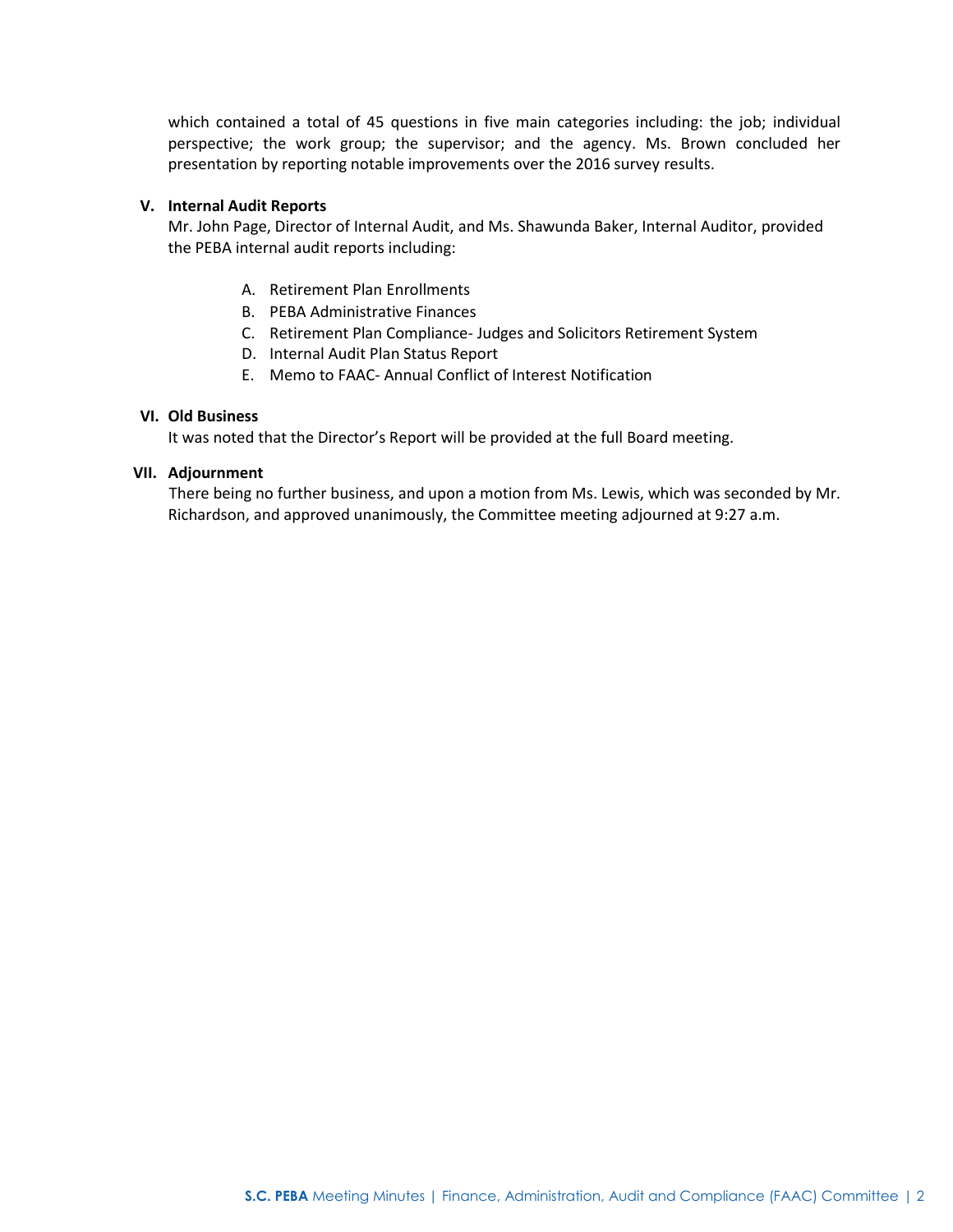which contained a total of 45 questions in five main categories including: the job; individual perspective; the work group; the supervisor; and the agency. Ms. Brown concluded her presentation by reporting notable improvements over the 2016 survey results.

## V. Internal Audit Reports

Mr. John Page, Director of Internal Audit, and Ms. Shawunda Baker, Internal Auditor, provided the PEBA internal audit reports including:

A. Retirement Plan Enrollments
B. PEBA Administrative Finances
C. Retirement Plan Compliance- Judges and Solicitors Retirement System
D. Internal Audit Plan Status Report
E. Memo to FAAC- Annual Conflict of Interest Notification

## VI. Old Business

It was noted that the Director's Report will be provided at the full Board meeting.

## VII. Adjournment

There being no further business, and upon a motion from Ms. Lewis, which was seconded by Mr. Richardson, and approved unanimously, the Committee meeting adjourned at 9:27 a.m.